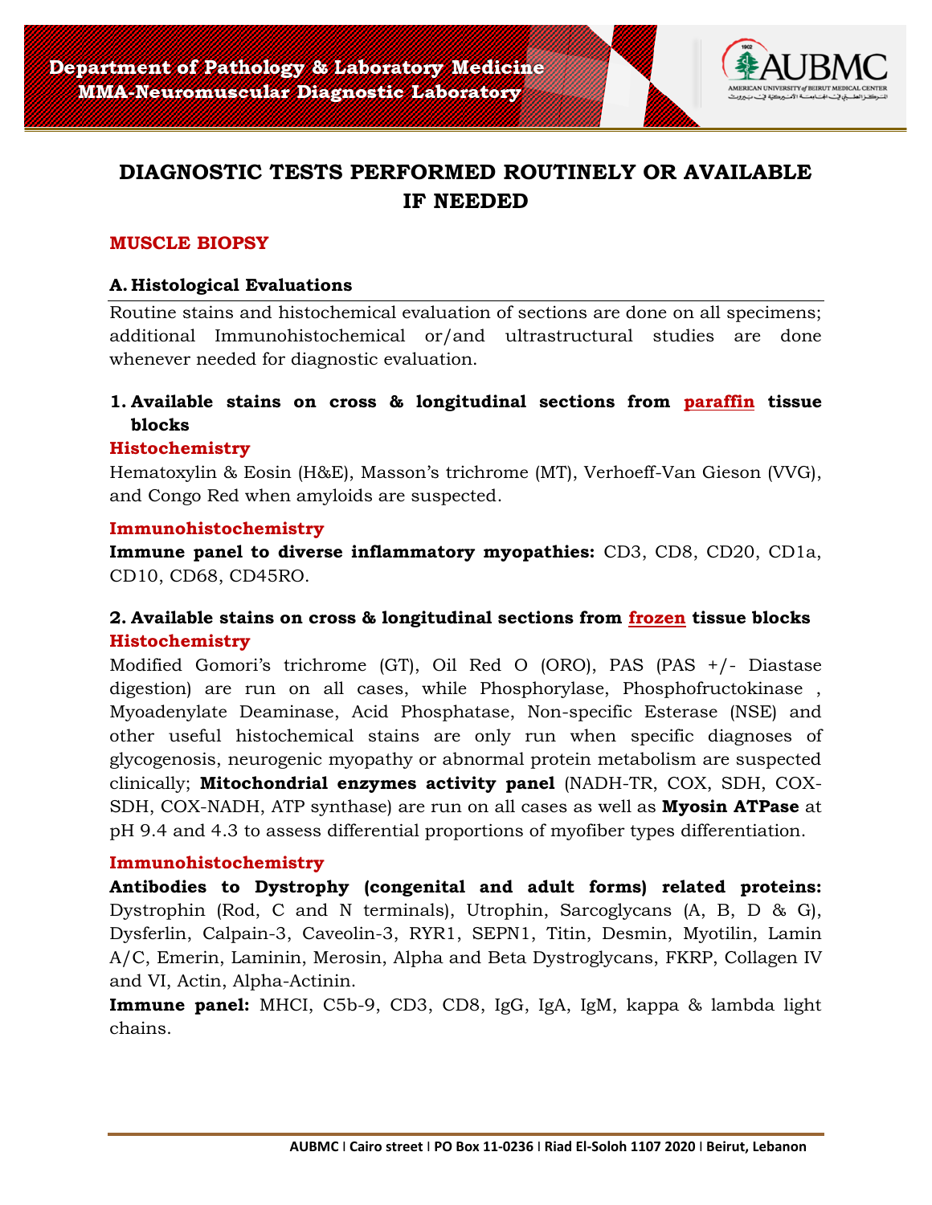**Department of Pathology & Laboratory Medicine**
**MMA-Neuromuscular Diagnostic Laboratory**

# DIAGNOSTIC TESTS PERFORMED ROUTINELY OR AVAILABLE IF NEEDED

## MUSCLE BIOPSY

### A. Histological Evaluations

Routine stains and histochemical evaluation of sections are done on all specimens; additional Immunohistochemical or/and ultrastructural studies are done whenever needed for diagnostic evaluation.

#### 1. Available stains on cross & longitudinal sections from paraffin tissue blocks

**Histochemistry**

Hematoxylin & Eosin (H&E), Masson's trichrome (MT), Verhoeff-Van Gieson (VVG), and Congo Red when amyloids are suspected.

**Immunohistochemistry**

**Immune panel to diverse inflammatory myopathies:** CD3, CD8, CD20, CD1a, CD10, CD68, CD45RO.

#### 2. Available stains on cross & longitudinal sections from frozen tissue blocks

**Histochemistry**

Modified Gomori's trichrome (GT), Oil Red O (ORO), PAS (PAS +/- Diastase digestion) are run on all cases, while Phosphorylase, Phosphofructokinase , Myoadenylate Deaminase, Acid Phosphatase, Non-specific Esterase (NSE) and other useful histochemical stains are only run when specific diagnoses of glycogenosis, neurogenic myopathy or abnormal protein metabolism are suspected clinically; **Mitochondrial enzymes activity panel** (NADH-TR, COX, SDH, COX-SDH, COX-NADH, ATP synthase) are run on all cases as well as **Myosin ATPase** at pH 9.4 and 4.3 to assess differential proportions of myofiber types differentiation.

**Immunohistochemistry**

**Antibodies to Dystrophy (congenital and adult forms) related proteins:** Dystrophin (Rod, C and N terminals), Utrophin, Sarcoglycans (A, B, D & G), Dysferlin, Calpain-3, Caveolin-3, RYR1, SEPN1, Titin, Desmin, Myotilin, Lamin A/C, Emerin, Laminin, Merosin, Alpha and Beta Dystroglycans, FKRP, Collagen IV and VI, Actin, Alpha-Actinin.

**Immune panel:** MHCI, C5b-9, CD3, CD8, IgG, IgA, IgM, kappa & lambda light chains.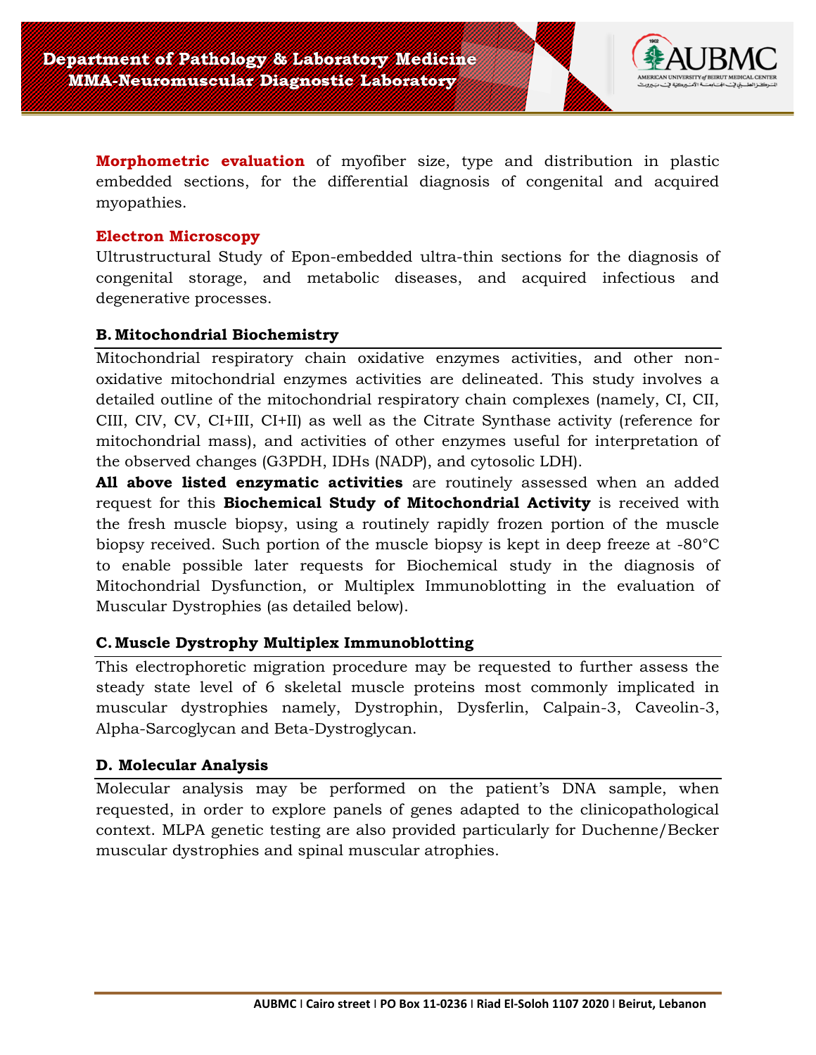**Morphometric evaluation** of myofiber size, type and distribution in plastic embedded sections, for the differential diagnosis of congenital and acquired myopathies.

**Electron Microscopy**

Ultrustructural Study of Epon-embedded ultra-thin sections for the diagnosis of congenital storage, and metabolic diseases, and acquired infectious and degenerative processes.

### B. Mitochondrial Biochemistry

Mitochondrial respiratory chain oxidative enzymes activities, and other non-oxidative mitochondrial enzymes activities are delineated. This study involves a detailed outline of the mitochondrial respiratory chain complexes (namely, CI, CII, CIII, CIV, CV, CI+III, CI+II) as well as the Citrate Synthase activity (reference for mitochondrial mass), and activities of other enzymes useful for interpretation of the observed changes (G3PDH, IDHs (NADP), and cytosolic LDH).

**All above listed enzymatic activities** are routinely assessed when an added request for this **Biochemical Study of Mitochondrial Activity** is received with the fresh muscle biopsy, using a routinely rapidly frozen portion of the muscle biopsy received. Such portion of the muscle biopsy is kept in deep freeze at -80°C to enable possible later requests for Biochemical study in the diagnosis of Mitochondrial Dysfunction, or Multiplex Immunoblotting in the evaluation of Muscular Dystrophies (as detailed below).

### C. Muscle Dystrophy Multiplex Immunoblotting

This electrophoretic migration procedure may be requested to further assess the steady state level of 6 skeletal muscle proteins most commonly implicated in muscular dystrophies namely, Dystrophin, Dysferlin, Calpain-3, Caveolin-3, Alpha-Sarcoglycan and Beta-Dystroglycan.

### D. Molecular Analysis

Molecular analysis may be performed on the patient's DNA sample, when requested, in order to explore panels of genes adapted to the clinicopathological context. MLPA genetic testing are also provided particularly for Duchenne/Becker muscular dystrophies and spinal muscular atrophies.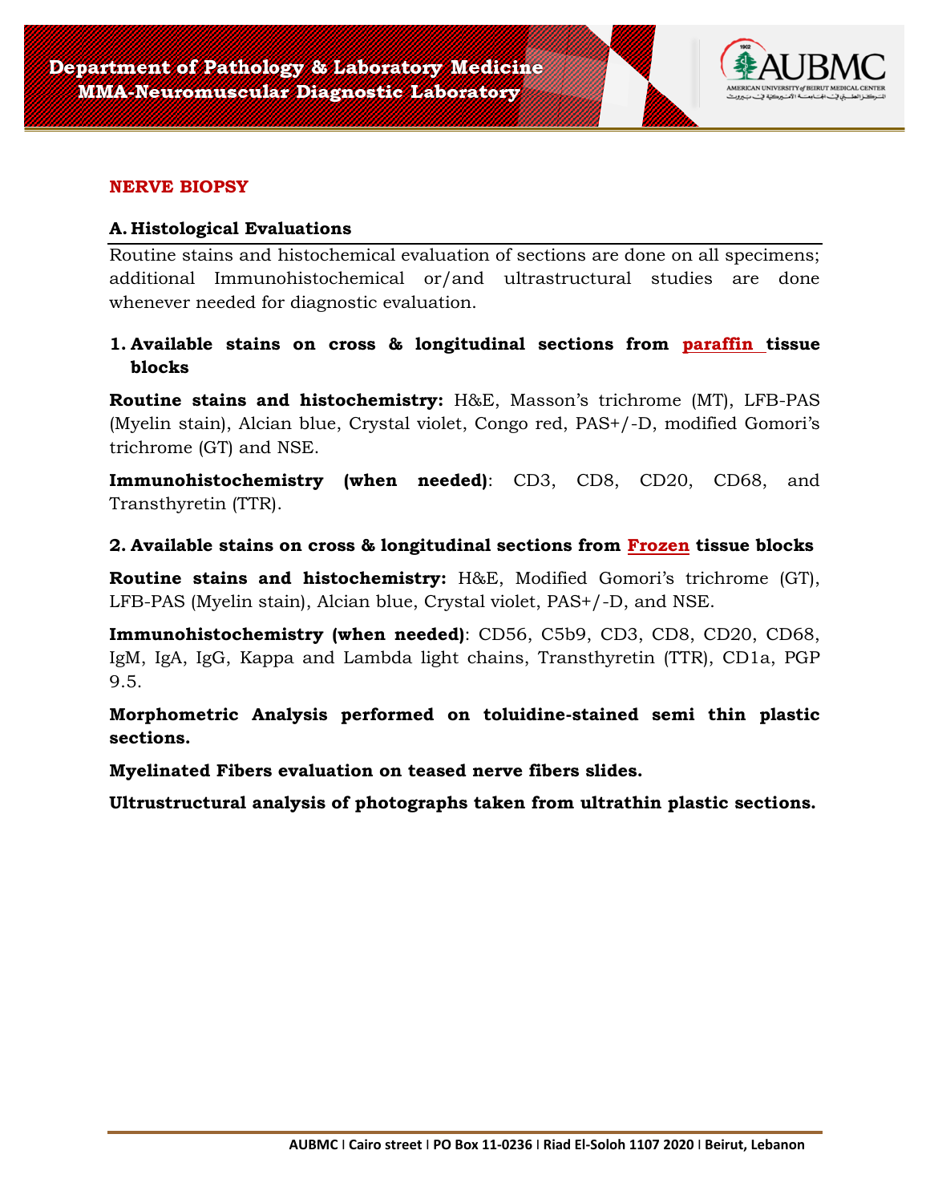## NERVE BIOPSY

### A. Histological Evaluations

Routine stains and histochemical evaluation of sections are done on all specimens; additional Immunohistochemical or/and ultrastructural studies are done whenever needed for diagnostic evaluation.

#### 1. Available stains on cross & longitudinal sections from paraffin tissue blocks

**Routine stains and histochemistry:** H&E, Masson's trichrome (MT), LFB-PAS (Myelin stain), Alcian blue, Crystal violet, Congo red, PAS+/-D, modified Gomori's trichrome (GT) and NSE.

**Immunohistochemistry (when needed)**: CD3, CD8, CD20, CD68, and Transthyretin (TTR).

#### 2. Available stains on cross & longitudinal sections from Frozen tissue blocks

**Routine stains and histochemistry:** H&E, Modified Gomori's trichrome (GT), LFB-PAS (Myelin stain), Alcian blue, Crystal violet, PAS+/-D, and NSE.

**Immunohistochemistry (when needed)**: CD56, C5b9, CD3, CD8, CD20, CD68, IgM, IgA, IgG, Kappa and Lambda light chains, Transthyretin (TTR), CD1a, PGP 9.5.

**Morphometric Analysis performed on toluidine-stained semi thin plastic sections.**

**Myelinated Fibers evaluation on teased nerve fibers slides.**

**Ultrustructural analysis of photographs taken from ultrathin plastic sections.**